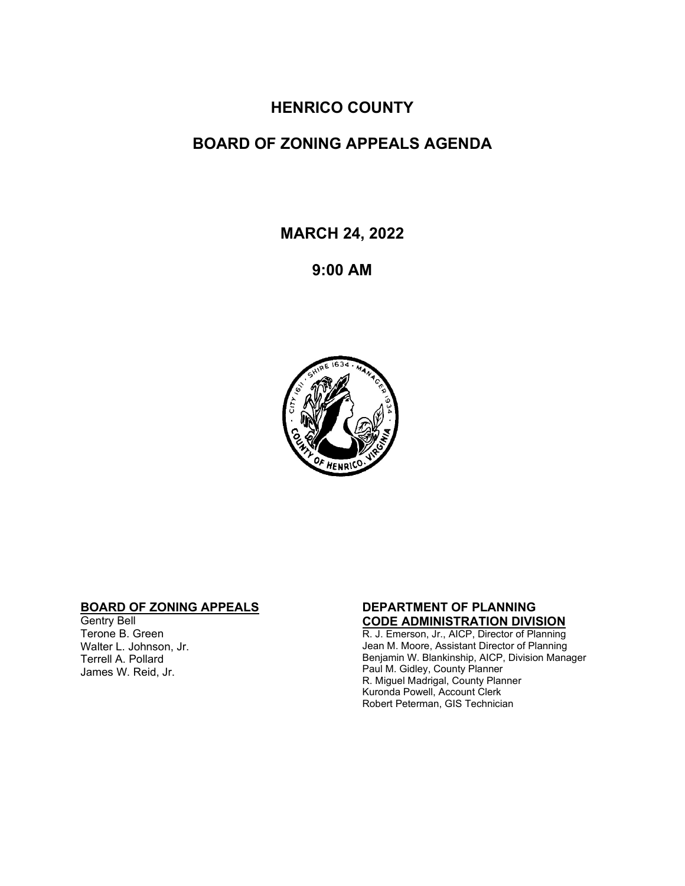# HENRICO COUNTY

# BOARD OF ZONING APPEALS AGENDA

## MARCH 24, 2022

## 9:00 AM

**BOARD OF ZONING APPEALS**

Gentry Bell
Terone B. Green
Walter L. Johnson, Jr.
Terrell A. Pollard
James W. Reid, Jr.

**DEPARTMENT OF PLANNING**
**CODE ADMINISTRATION DIVISION**

R. J. Emerson, Jr., AICP, Director of Planning
Jean M. Moore, Assistant Director of Planning
Benjamin W. Blankinship, AICP, Division Manager
Paul M. Gidley, County Planner
R. Miguel Madrigal, County Planner
Kuronda Powell, Account Clerk
Robert Peterman, GIS Technician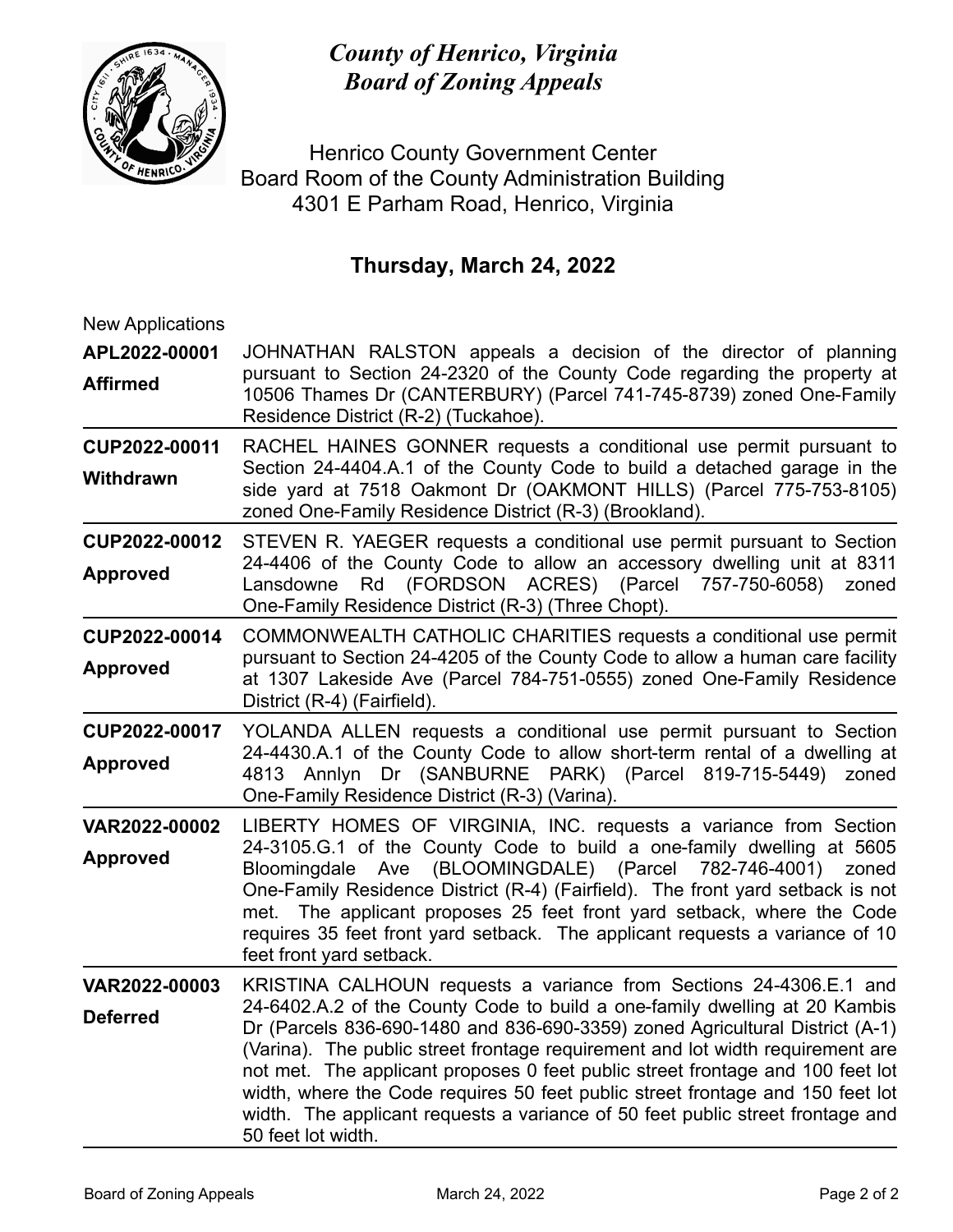# *County of Henrico, Virginia*
# *Board of Zoning Appeals*

Henrico County Government Center
Board Room of the County Administration Building
4301 E Parham Road, Henrico, Virginia

## Thursday, March 24, 2022

New Applications

| | |
|---|---|
| **APL2022-00001** **Affirmed** | JOHNATHAN RALSTON appeals a decision of the director of planning pursuant to Section 24-2320 of the County Code regarding the property at 10506 Thames Dr (CANTERBURY) (Parcel 741-745-8739) zoned One-Family Residence District (R-2) (Tuckahoe). |
| **CUP2022-00011** **Withdrawn** | RACHEL HAINES GONNER requests a conditional use permit pursuant to Section 24-4404.A.1 of the County Code to build a detached garage in the side yard at 7518 Oakmont Dr (OAKMONT HILLS) (Parcel 775-753-8105) zoned One-Family Residence District (R-3) (Brookland). |
| **CUP2022-00012** **Approved** | STEVEN R. YAEGER requests a conditional use permit pursuant to Section 24-4406 of the County Code to allow an accessory dwelling unit at 8311 Lansdowne Rd (FORDSON ACRES) (Parcel 757-750-6058) zoned One-Family Residence District (R-3) (Three Chopt). |
| **CUP2022-00014** **Approved** | COMMONWEALTH CATHOLIC CHARITIES requests a conditional use permit pursuant to Section 24-4205 of the County Code to allow a human care facility at 1307 Lakeside Ave (Parcel 784-751-0555) zoned One-Family Residence District (R-4) (Fairfield). |
| **CUP2022-00017** **Approved** | YOLANDA ALLEN requests a conditional use permit pursuant to Section 24-4430.A.1 of the County Code to allow short-term rental of a dwelling at 4813 Annlyn Dr (SANBURNE PARK) (Parcel 819-715-5449) zoned One-Family Residence District (R-3) (Varina). |
| **VAR2022-00002** **Approved** | LIBERTY HOMES OF VIRGINIA, INC. requests a variance from Section 24-3105.G.1 of the County Code to build a one-family dwelling at 5605 Bloomingdale Ave (BLOOMINGDALE) (Parcel 782-746-4001) zoned One-Family Residence District (R-4) (Fairfield). The front yard setback is not met. The applicant proposes 25 feet front yard setback, where the Code requires 35 feet front yard setback. The applicant requests a variance of 10 feet front yard setback. |
| **VAR2022-00003** **Deferred** | KRISTINA CALHOUN requests a variance from Sections 24-4306.E.1 and 24-6402.A.2 of the County Code to build a one-family dwelling at 20 Kambis Dr (Parcels 836-690-1480 and 836-690-3359) zoned Agricultural District (A-1) (Varina). The public street frontage requirement and lot width requirement are not met. The applicant proposes 0 feet public street frontage and 100 feet lot width, where the Code requires 50 feet public street frontage and 150 feet lot width. The applicant requests a variance of 50 feet public street frontage and 50 feet lot width. |